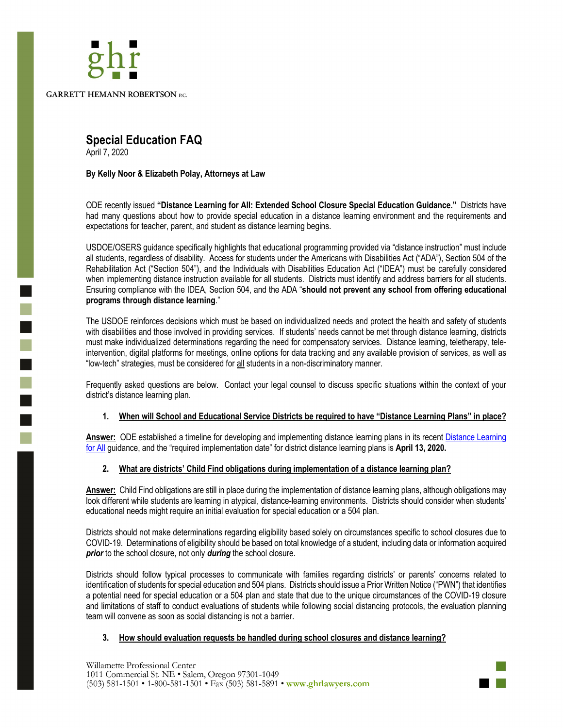GARRETT HEMANN ROBERTSON P.C.

# Special Education FAQ

April 7, 2020

**By Kelly Noor & Elizabeth Polay, Attorneys at Law**

ODE recently issued **"Distance Learning for All: Extended School Closure Special Education Guidance."** Districts have had many questions about how to provide special education in a distance learning environment and the requirements and expectations for teacher, parent, and student as distance learning begins.

USDOE/OSERS guidance specifically highlights that educational programming provided via "distance instruction" must include all students, regardless of disability. Access for students under the Americans with Disabilities Act ("ADA"), Section 504 of the Rehabilitation Act ("Section 504"), and the Individuals with Disabilities Education Act ("IDEA") must be carefully considered when implementing distance instruction available for all students. Districts must identify and address barriers for all students. Ensuring compliance with the IDEA, Section 504, and the ADA "**should not prevent any school from offering educational programs through distance learning**."

The USDOE reinforces decisions which must be based on individualized needs and protect the health and safety of students with disabilities and those involved in providing services. If students' needs cannot be met through distance learning, districts must make individualized determinations regarding the need for compensatory services. Distance learning, teletherapy, tele-intervention, digital platforms for meetings, online options for data tracking and any available provision of services, as well as "low-tech" strategies, must be considered for <u>all</u> students in a non-discriminatory manner.

Frequently asked questions are below. Contact your legal counsel to discuss specific situations within the context of your district's distance learning plan.

1. **<u>When will School and Educational Service Districts be required to have "Distance Learning Plans" in place?</u>**

**<u>Answer:</u>** ODE established a timeline for developing and implementing distance learning plans in its recent Distance Learning for All guidance, and the "required implementation date" for district distance learning plans is **April 13, 2020.**

2. **<u>What are districts' Child Find obligations during implementation of a distance learning plan?</u>**

**<u>Answer:</u>** Child Find obligations are still in place during the implementation of distance learning plans, although obligations may look different while students are learning in atypical, distance-learning environments. Districts should consider when students' educational needs might require an initial evaluation for special education or a 504 plan.

Districts should not make determinations regarding eligibility based solely on circumstances specific to school closures due to COVID-19. Determinations of eligibility should be based on total knowledge of a student, including data or information acquired ***prior*** to the school closure, not only ***during*** the school closure.

Districts should follow typical processes to communicate with families regarding districts' or parents' concerns related to identification of students for special education and 504 plans. Districts should issue a Prior Written Notice ("PWN") that identifies a potential need for special education or a 504 plan and state that due to the unique circumstances of the COVID-19 closure and limitations of staff to conduct evaluations of students while following social distancing protocols, the evaluation planning team will convene as soon as social distancing is not a barrier.

3. **<u>How should evaluation requests be handled during school closures and distance learning?</u>**

Willamette Professional Center
1011 Commercial St. NE • Salem, Oregon 97301-1049
(503) 581-1501 • 1-800-581-1501 • Fax (503) 581-5891 • www.ghrlawyers.com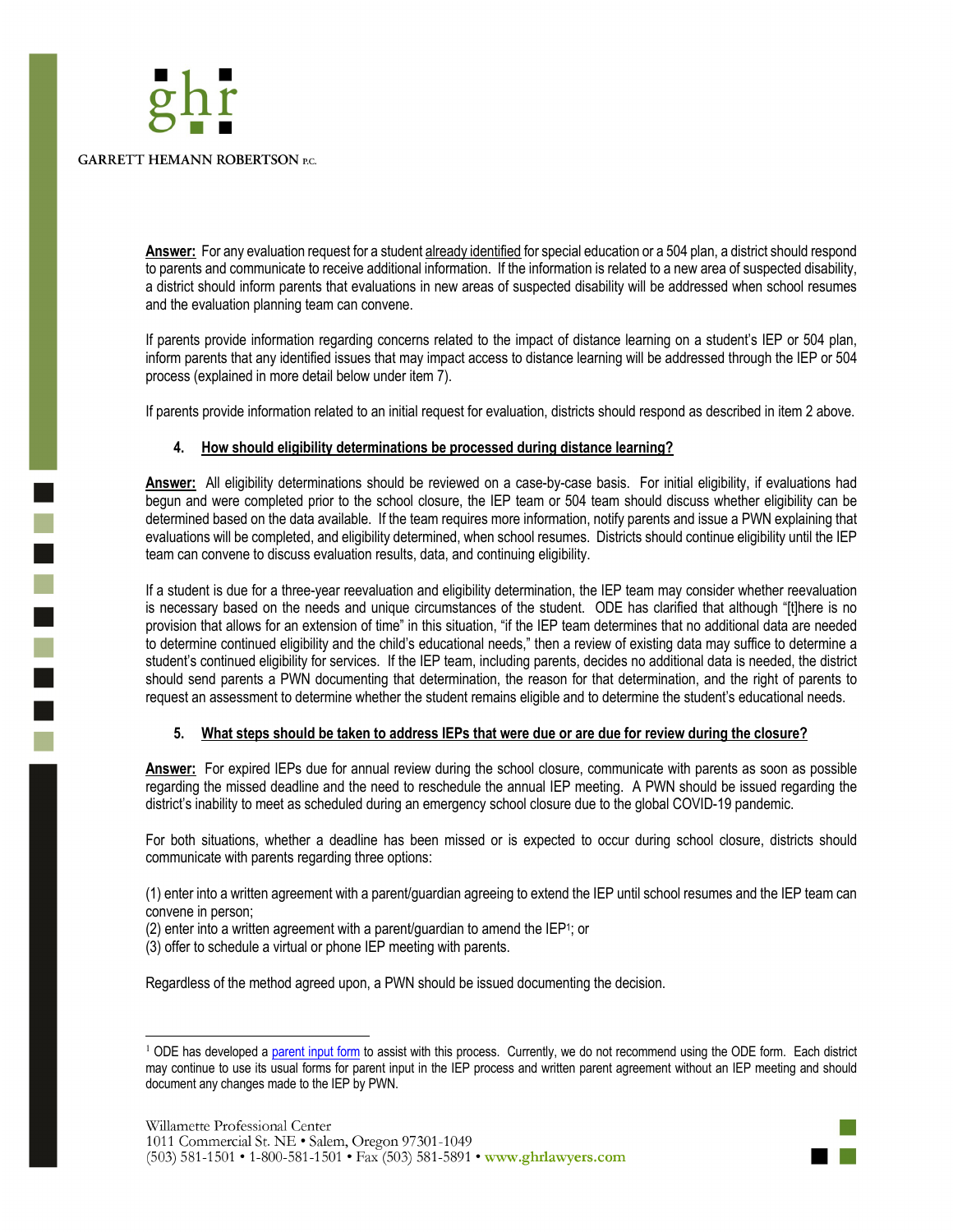**Answer:** For any evaluation request for a student already identified for special education or a 504 plan, a district should respond to parents and communicate to receive additional information. If the information is related to a new area of suspected disability, a district should inform parents that evaluations in new areas of suspected disability will be addressed when school resumes and the evaluation planning team can convene.

If parents provide information regarding concerns related to the impact of distance learning on a student's IEP or 504 plan, inform parents that any identified issues that may impact access to distance learning will be addressed through the IEP or 504 process (explained in more detail below under item 7).

If parents provide information related to an initial request for evaluation, districts should respond as described in item 2 above.

4. **How should eligibility determinations be processed during distance learning?**

**Answer:** All eligibility determinations should be reviewed on a case-by-case basis. For initial eligibility, if evaluations had begun and were completed prior to the school closure, the IEP team or 504 team should discuss whether eligibility can be determined based on the data available. If the team requires more information, notify parents and issue a PWN explaining that evaluations will be completed, and eligibility determined, when school resumes. Districts should continue eligibility until the IEP team can convene to discuss evaluation results, data, and continuing eligibility.

If a student is due for a three-year reevaluation and eligibility determination, the IEP team may consider whether reevaluation is necessary based on the needs and unique circumstances of the student. ODE has clarified that although "[t]here is no provision that allows for an extension of time" in this situation, "if the IEP team determines that no additional data are needed to determine continued eligibility and the child's educational needs," then a review of existing data may suffice to determine a student's continued eligibility for services. If the IEP team, including parents, decides no additional data is needed, the district should send parents a PWN documenting that determination, the reason for that determination, and the right of parents to request an assessment to determine whether the student remains eligible and to determine the student's educational needs.

5. **What steps should be taken to address IEPs that were due or are due for review during the closure?**

**Answer:** For expired IEPs due for annual review during the school closure, communicate with parents as soon as possible regarding the missed deadline and the need to reschedule the annual IEP meeting. A PWN should be issued regarding the district's inability to meet as scheduled during an emergency school closure due to the global COVID-19 pandemic.

For both situations, whether a deadline has been missed or is expected to occur during school closure, districts should communicate with parents regarding three options:

(1) enter into a written agreement with a parent/guardian agreeing to extend the IEP until school resumes and the IEP team can convene in person;
(2) enter into a written agreement with a parent/guardian to amend the IEP[1]; or
(3) offer to schedule a virtual or phone IEP meeting with parents.

Regardless of the method agreed upon, a PWN should be issued documenting the decision.

---

[1] ODE has developed a parent input form to assist with this process. Currently, we do not recommend using the ODE form. Each district may continue to use its usual forms for parent input in the IEP process and written parent agreement without an IEP meeting and should document any changes made to the IEP by PWN.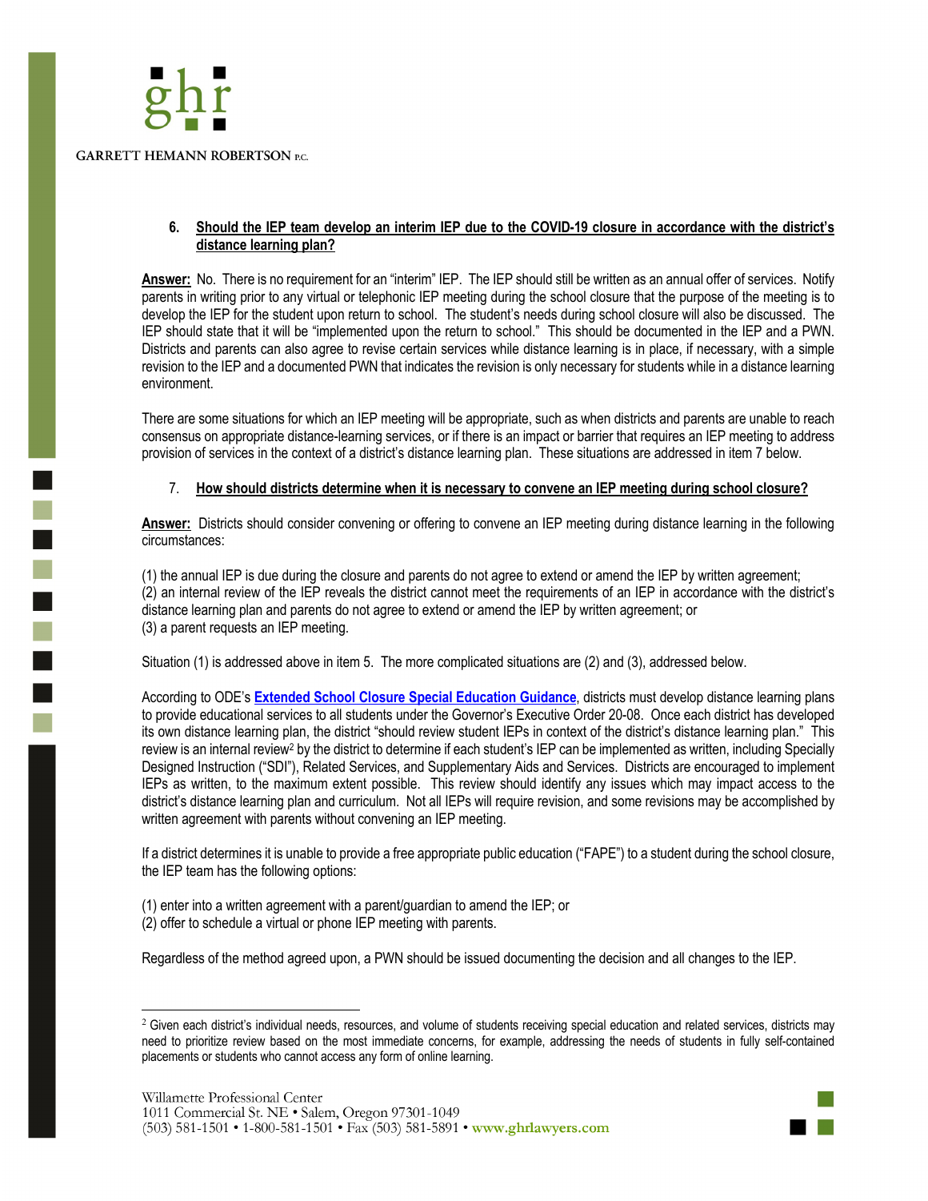6. **Should the IEP team develop an interim IEP due to the COVID-19 closure in accordance with the district's distance learning plan?**

**Answer:** No. There is no requirement for an "interim" IEP. The IEP should still be written as an annual offer of services. Notify parents in writing prior to any virtual or telephonic IEP meeting during the school closure that the purpose of the meeting is to develop the IEP for the student upon return to school. The student's needs during school closure will also be discussed. The IEP should state that it will be "implemented upon the return to school." This should be documented in the IEP and a PWN. Districts and parents can also agree to revise certain services while distance learning is in place, if necessary, with a simple revision to the IEP and a documented PWN that indicates the revision is only necessary for students while in a distance learning environment.

There are some situations for which an IEP meeting will be appropriate, such as when districts and parents are unable to reach consensus on appropriate distance-learning services, or if there is an impact or barrier that requires an IEP meeting to address provision of services in the context of a district's distance learning plan. These situations are addressed in item 7 below.

7. **How should districts determine when it is necessary to convene an IEP meeting during school closure?**

**Answer:** Districts should consider convening or offering to convene an IEP meeting during distance learning in the following circumstances:

(1) the annual IEP is due during the closure and parents do not agree to extend or amend the IEP by written agreement;
(2) an internal review of the IEP reveals the district cannot meet the requirements of an IEP in accordance with the district's distance learning plan and parents do not agree to extend or amend the IEP by written agreement; or
(3) a parent requests an IEP meeting.

Situation (1) is addressed above in item 5. The more complicated situations are (2) and (3), addressed below.

According to ODE's **Extended School Closure Special Education Guidance**, districts must develop distance learning plans to provide educational services to all students under the Governor's Executive Order 20-08. Once each district has developed its own distance learning plan, the district "should review student IEPs in context of the district's distance learning plan." This review is an internal review[2] by the district to determine if each student's IEP can be implemented as written, including Specially Designed Instruction ("SDI"), Related Services, and Supplementary Aids and Services. Districts are encouraged to implement IEPs as written, to the maximum extent possible. This review should identify any issues which may impact access to the district's distance learning plan and curriculum. Not all IEPs will require revision, and some revisions may be accomplished by written agreement with parents without convening an IEP meeting.

If a district determines it is unable to provide a free appropriate public education ("FAPE") to a student during the school closure, the IEP team has the following options:

(1) enter into a written agreement with a parent/guardian to amend the IEP; or
(2) offer to schedule a virtual or phone IEP meeting with parents.

Regardless of the method agreed upon, a PWN should be issued documenting the decision and all changes to the IEP.

[2] Given each district's individual needs, resources, and volume of students receiving special education and related services, districts may need to prioritize review based on the most immediate concerns, for example, addressing the needs of students in fully self-contained placements or students who cannot access any form of online learning.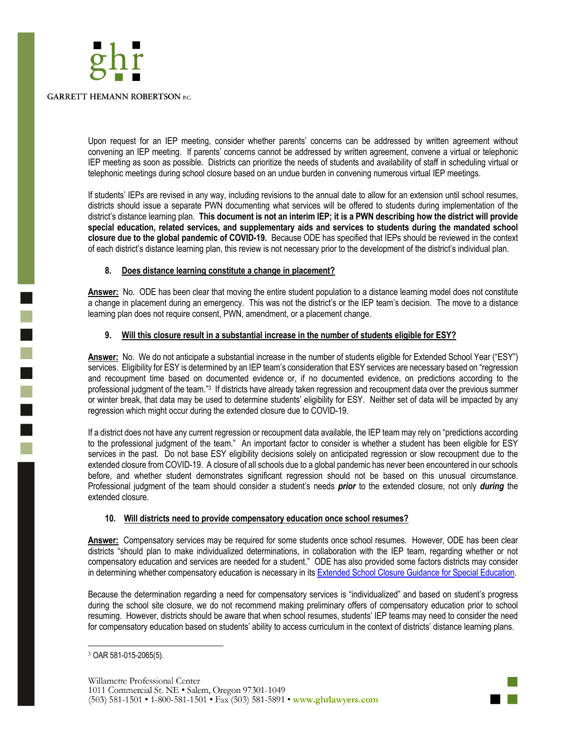Upon request for an IEP meeting, consider whether parents' concerns can be addressed by written agreement without convening an IEP meeting. If parents' concerns cannot be addressed by written agreement, convene a virtual or telephonic IEP meeting as soon as possible. Districts can prioritize the needs of students and availability of staff in scheduling virtual or telephonic meetings during school closure based on an undue burden in convening numerous virtual IEP meetings.

If students' IEPs are revised in any way, including revisions to the annual date to allow for an extension until school resumes, districts should issue a separate PWN documenting what services will be offered to students during implementation of the district's distance learning plan. **This document is not an interim IEP; it is a PWN describing how the district will provide special education, related services, and supplementary aids and services to students during the mandated school closure due to the global pandemic of COVID-19.** Because ODE has specified that IEPs should be reviewed in the context of each district's distance learning plan, this review is not necessary prior to the development of the district's individual plan.

### 8. Does distance learning constitute a change in placement?

**Answer:** No. ODE has been clear that moving the entire student population to a distance learning model does not constitute a change in placement during an emergency. This was not the district's or the IEP team's decision. The move to a distance learning plan does not require consent, PWN, amendment, or a placement change.

### 9. Will this closure result in a substantial increase in the number of students eligible for ESY?

**Answer:** No. We do not anticipate a substantial increase in the number of students eligible for Extended School Year ("ESY") services. Eligibility for ESY is determined by an IEP team's consideration that ESY services are necessary based on "regression and recoupment time based on documented evidence or, if no documented evidence, on predictions according to the professional judgment of the team."[3] If districts have already taken regression and recoupment data over the previous summer or winter break, that data may be used to determine students' eligibility for ESY. Neither set of data will be impacted by any regression which might occur during the extended closure due to COVID-19.

If a district does not have any current regression or recoupment data available, the IEP team may rely on "predictions according to the professional judgment of the team." An important factor to consider is whether a student has been eligible for ESY services in the past. Do not base ESY eligibility decisions solely on anticipated regression or slow recoupment due to the extended closure from COVID-19. A closure of all schools due to a global pandemic has never been encountered in our schools before, and whether student demonstrates significant regression should not be based on this unusual circumstance. Professional judgment of the team should consider a student's needs ***prior*** to the extended closure, not only ***during*** the extended closure.

### 10. Will districts need to provide compensatory education once school resumes?

**Answer:** Compensatory services may be required for some students once school resumes. However, ODE has been clear districts "should plan to make individualized determinations, in collaboration with the IEP team, regarding whether or not compensatory education and services are needed for a student." ODE has also provided some factors districts may consider in determining whether compensatory education is necessary in its Extended School Closure Guidance for Special Education.

Because the determination regarding a need for compensatory services is "individualized" and based on student's progress during the school site closure, we do not recommend making preliminary offers of compensatory education prior to school resuming. However, districts should be aware that when school resumes, students' IEP teams may need to consider the need for compensatory education based on students' ability to access curriculum in the context of districts' distance learning plans.

---

[3] OAR 581-015-2065(5).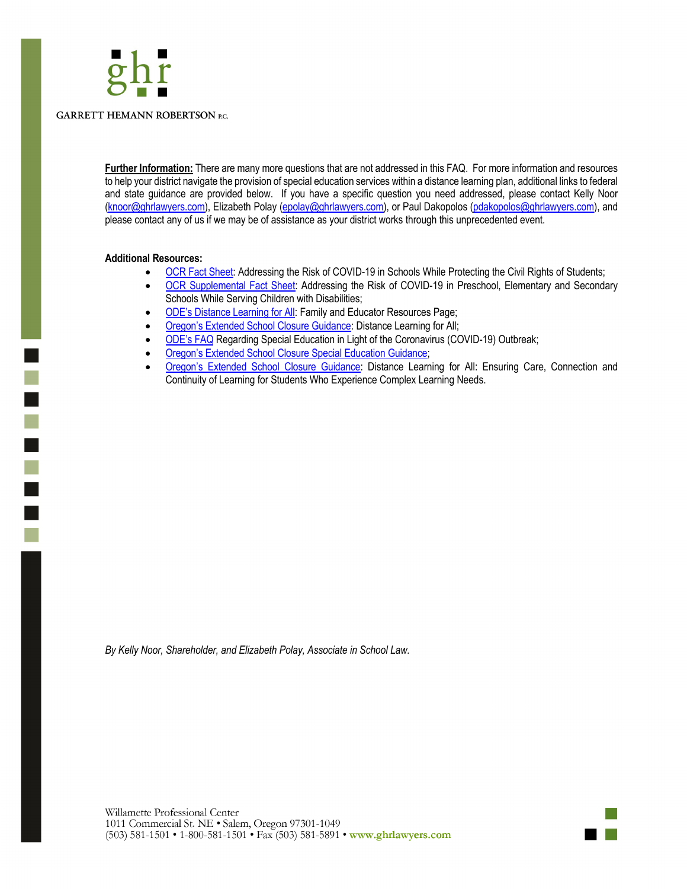**Further Information:** There are many more questions that are not addressed in this FAQ. For more information and resources to help your district navigate the provision of special education services within a distance learning plan, additional links to federal and state guidance are provided below. If you have a specific question you need addressed, please contact Kelly Noor (knoor@ghrlawyers.com), Elizabeth Polay (epolay@ghrlawyers.com), or Paul Dakopolos (pdakopolos@ghrlawyers.com), and please contact any of us if we may be of assistance as your district works through this unprecedented event.

**Additional Resources:**

- OCR Fact Sheet: Addressing the Risk of COVID-19 in Schools While Protecting the Civil Rights of Students;
- OCR Supplemental Fact Sheet: Addressing the Risk of COVID-19 in Preschool, Elementary and Secondary Schools While Serving Children with Disabilities;
- ODE's Distance Learning for All: Family and Educator Resources Page;
- Oregon's Extended School Closure Guidance: Distance Learning for All;
- ODE's FAQ Regarding Special Education in Light of the Coronavirus (COVID-19) Outbreak;
- Oregon's Extended School Closure Special Education Guidance;
- Oregon's Extended School Closure Guidance: Distance Learning for All: Ensuring Care, Connection and Continuity of Learning for Students Who Experience Complex Learning Needs.

*By Kelly Noor, Shareholder, and Elizabeth Polay, Associate in School Law.*